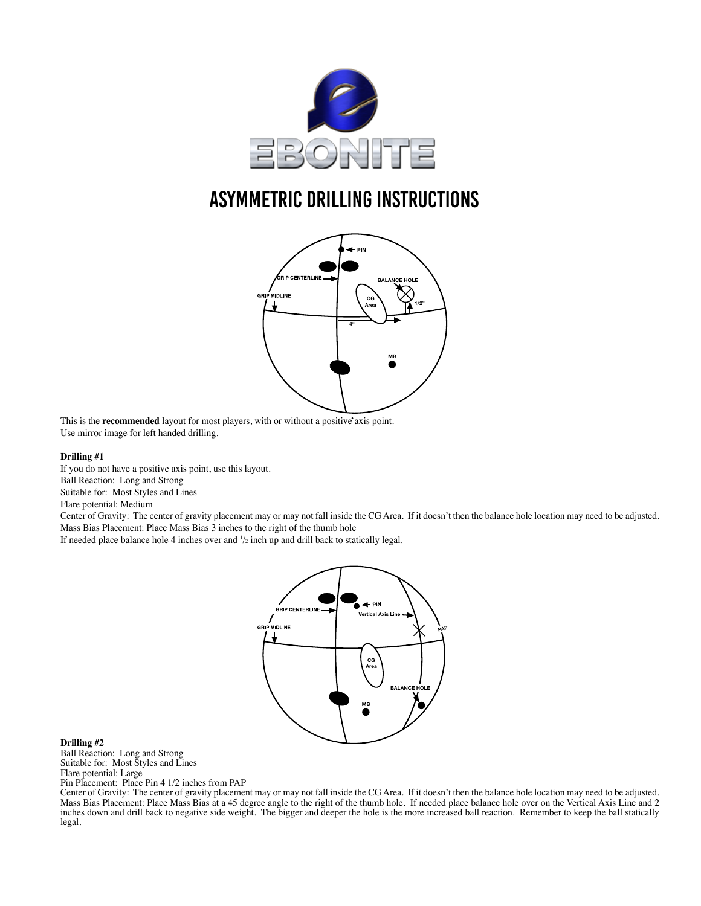# ASYMMETRIC DRILLING INSTRUCTIONS

PIN

GRIP CENTERLINE

BALANCE HOLE

GRIP MIDLINE

CG Area

1/2"

4"

MB

This is the **recommended** layout for most players, with or without a positive axis point.
Use mirror image for left handed drilling.

**Drilling #1**

If you do not have a positive axis point, use this layout.
Ball Reaction: Long and Strong
Suitable for: Most Styles and Lines
Flare potential: Medium
Center of Gravity: The center of gravity placement may or may not fall inside the CG Area. If it doesn't then the balance hole location may need to be adjusted.
Mass Bias Placement: Place Mass Bias 3 inches to the right of the thumb hole
If needed place balance hole 4 inches over and 1/2 inch up and drill back to statically legal.

PIN

GRIP CENTERLINE

Vertical Axis Line

GRIP MIDLINE

PAP

CG Area

BALANCE HOLE

MB

**Drilling #2**

Ball Reaction: Long and Strong
Suitable for: Most Styles and Lines
Flare potential: Large
Pin Placement: Place Pin 4 1/2 inches from PAP
Center of Gravity: The center of gravity placement may or may not fall inside the CG Area. If it doesn't then the balance hole location may need to be adjusted.
Mass Bias Placement: Place Mass Bias at a 45 degree angle to the right of the thumb hole. If needed place balance hole over on the Vertical Axis Line and 2 inches down and drill back to negative side weight. The bigger and deeper the hole is the more increased ball reaction. Remember to keep the ball statically legal.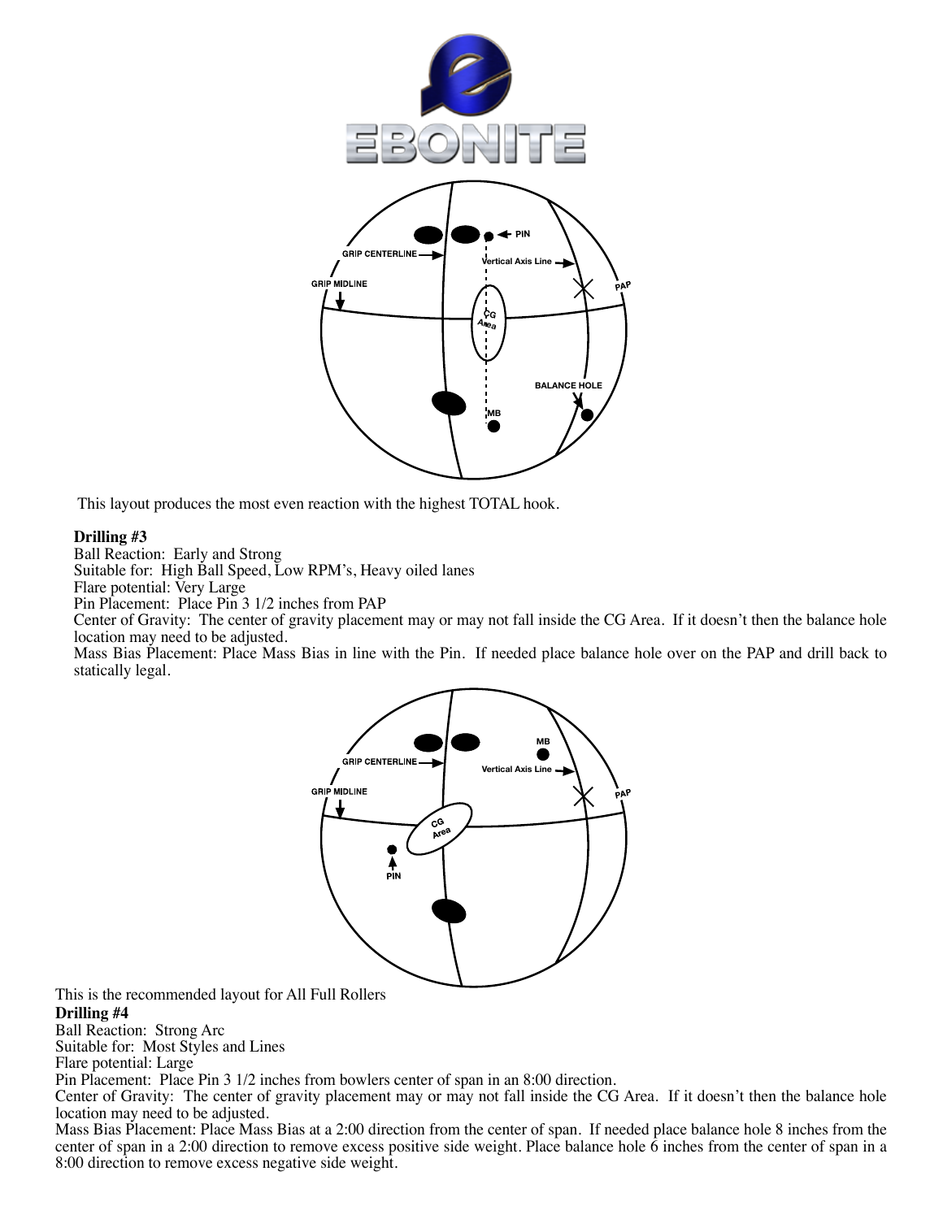This layout produces the most even reaction with the highest TOTAL hook.

**Drilling #3**
Ball Reaction: Early and Strong
Suitable for: High Ball Speed, Low RPM's, Heavy oiled lanes
Flare potential: Very Large
Pin Placement: Place Pin 3 1/2 inches from PAP
Center of Gravity: The center of gravity placement may or may not fall inside the CG Area. If it doesn't then the balance hole location may need to be adjusted.
Mass Bias Placement: Place Mass Bias in line with the Pin. If needed place balance hole over on the PAP and drill back to statically legal.

This is the recommended layout for All Full Rollers

**Drilling #4**
Ball Reaction: Strong Arc
Suitable for: Most Styles and Lines
Flare potential: Large
Pin Placement: Place Pin 3 1/2 inches from bowlers center of span in an 8:00 direction.
Center of Gravity: The center of gravity placement may or may not fall inside the CG Area. If it doesn't then the balance hole location may need to be adjusted.
Mass Bias Placement: Place Mass Bias at a 2:00 direction from the center of span. If needed place balance hole 8 inches from the center of span in a 2:00 direction to remove excess positive side weight. Place balance hole 6 inches from the center of span in a 8:00 direction to remove excess negative side weight.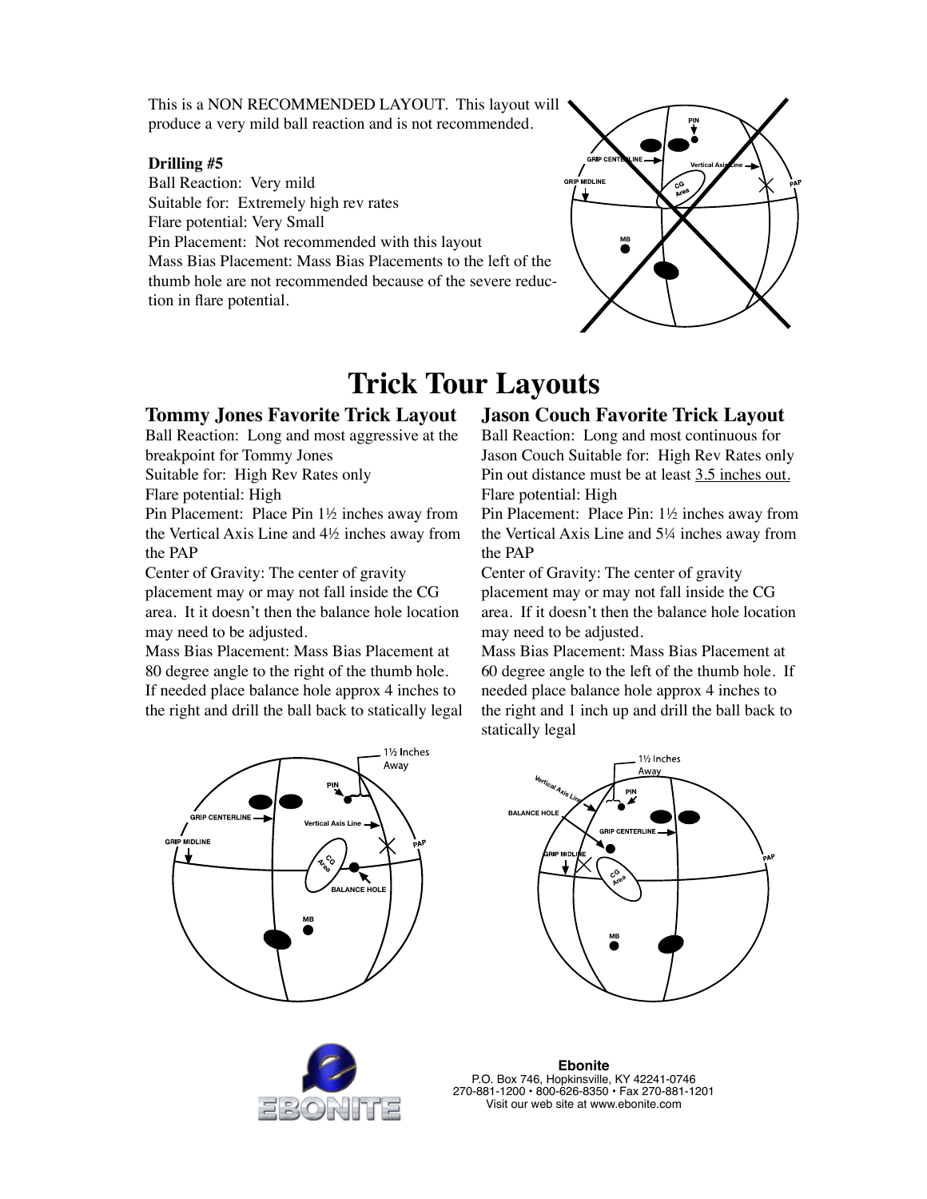This is a NON RECOMMENDED LAYOUT. This layout will produce a very mild ball reaction and is not recommended.

**Drilling #5**

Ball Reaction: Very mild
Suitable for: Extremely high rev rates
Flare potential: Very Small
Pin Placement: Not recommended with this layout
Mass Bias Placement: Mass Bias Placements to the left of the thumb hole are not recommended because of the severe reduction in flare potential.

PIN
GRIP CENTERLINE
Vertical Axis Line
GRIP MIDLINE
CG Area
PAP
MB

# Trick Tour Layouts

## Tommy Jones Favorite Trick Layout

Ball Reaction: Long and most aggressive at the breakpoint for Tommy Jones
Suitable for: High Rev Rates only
Flare potential: High
Pin Placement: Place Pin 1½ inches away from the Vertical Axis Line and 4½ inches away from the PAP
Center of Gravity: The center of gravity placement may or may not fall inside the CG area. It it doesn't then the balance hole location may need to be adjusted.
Mass Bias Placement: Mass Bias Placement at 80 degree angle to the right of the thumb hole. If needed place balance hole approx 4 inches to the right and drill the ball back to statically legal

1½ Inches Away
PIN
GRIP CENTERLINE
Vertical Axis Line
GRIP MIDLINE
PAP
CG Area
BALANCE HOLE
MB

## Jason Couch Favorite Trick Layout

Ball Reaction: Long and most continuous for Jason Couch Suitable for: High Rev Rates only
Pin out distance must be at least <u>3.5 inches out.</u>
Flare potential: High
Pin Placement: Place Pin: 1½ inches away from the Vertical Axis Line and 5¼ inches away from the PAP
Center of Gravity: The center of gravity placement may or may not fall inside the CG area. If it doesn't then the balance hole location may need to be adjusted.
Mass Bias Placement: Mass Bias Placement at 60 degree angle to the left of the thumb hole. If needed place balance hole approx 4 inches to the right and 1 inch up and drill the ball back to statically legal

1½ Inches Away
Vertical Axis Line
PIN
BALANCE HOLE
GRIP CENTERLINE
GRIP MIDLINE
PAP
CG Area
MB

**Ebonite**
P.O. Box 746, Hopkinsville, KY 42241-0746
270-881-1200 • 800-626-8350 • Fax 270-881-1201
Visit our web site at www.ebonite.com